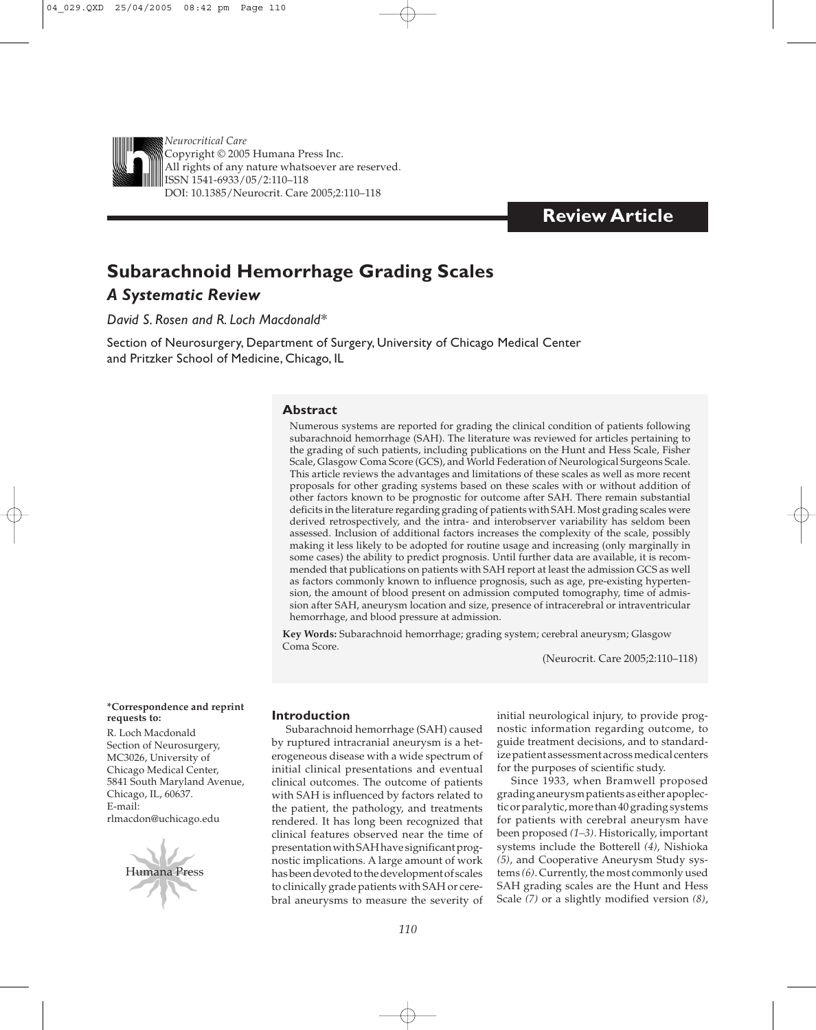Neurocritical Care
Copyright © 2005 Humana Press Inc.
All rights of any nature whatsoever are reserved.
ISSN 1541-6933/05/2:110–118
DOI: 10.1385/Neurocrit. Care 2005;2:110–118

**Review Article**

# Subarachnoid Hemorrhage Grading Scales

## *A Systematic Review*

*David S. Rosen and R. Loch Macdonald**

Section of Neurosurgery, Department of Surgery, University of Chicago Medical Center and Pritzker School of Medicine, Chicago, IL

### Abstract

Numerous systems are reported for grading the clinical condition of patients following subarachnoid hemorrhage (SAH). The literature was reviewed for articles pertaining to the grading of such patients, including publications on the Hunt and Hess Scale, Fisher Scale, Glasgow Coma Score (GCS), and World Federation of Neurological Surgeons Scale. This article reviews the advantages and limitations of these scales as well as more recent proposals for other grading systems based on these scales with or without addition of other factors known to be prognostic for outcome after SAH. There remain substantial deficits in the literature regarding grading of patients with SAH. Most grading scales were derived retrospectively, and the intra- and interobserver variability has seldom been assessed. Inclusion of additional factors increases the complexity of the scale, possibly making it less likely to be adopted for routine usage and increasing (only marginally in some cases) the ability to predict prognosis. Until further data are available, it is recommended that publications on patients with SAH report at least the admission GCS as well as factors commonly known to influence prognosis, such as age, pre-existing hypertension, the amount of blood present on admission computed tomography, time of admission after SAH, aneurysm location and size, presence of intracerebral or intraventricular hemorrhage, and blood pressure at admission.

**Key Words:** Subarachnoid hemorrhage; grading system; cerebral aneurysm; Glasgow Coma Score.

(Neurocrit. Care 2005;2:110–118)

**\*Correspondence and reprint requests to:**
R. Loch Macdonald
Section of Neurosurgery, MC3026, University of Chicago Medical Center, 5841 South Maryland Avenue, Chicago, IL, 60637.
E-mail: rlmacdon@uchicago.edu

### Introduction

Subarachnoid hemorrhage (SAH) caused by ruptured intracranial aneurysm is a heterogeneous disease with a wide spectrum of initial clinical presentations and eventual clinical outcomes. The outcome of patients with SAH is influenced by factors related to the patient, the pathology, and treatments rendered. It has long been recognized that clinical features observed near the time of presentation with SAH have significant prognostic implications. A large amount of work has been devoted to the development of scales to clinically grade patients with SAH or cerebral aneurysms to measure the severity of initial neurological injury, to provide prognostic information regarding outcome, to guide treatment decisions, and to standardize patient assessment across medical centers for the purposes of scientific study.

Since 1933, when Bramwell proposed grading aneurysm patients as either apoplectic or paralytic, more than 40 grading systems for patients with cerebral aneurysm have been proposed *(1–3)*. Historically, important systems include the Botterell *(4)*, Nishioka *(5)*, and Cooperative Aneurysm Study systems *(6)*. Currently, the most commonly used SAH grading scales are the Hunt and Hess Scale *(7)* or a slightly modified version *(8)*,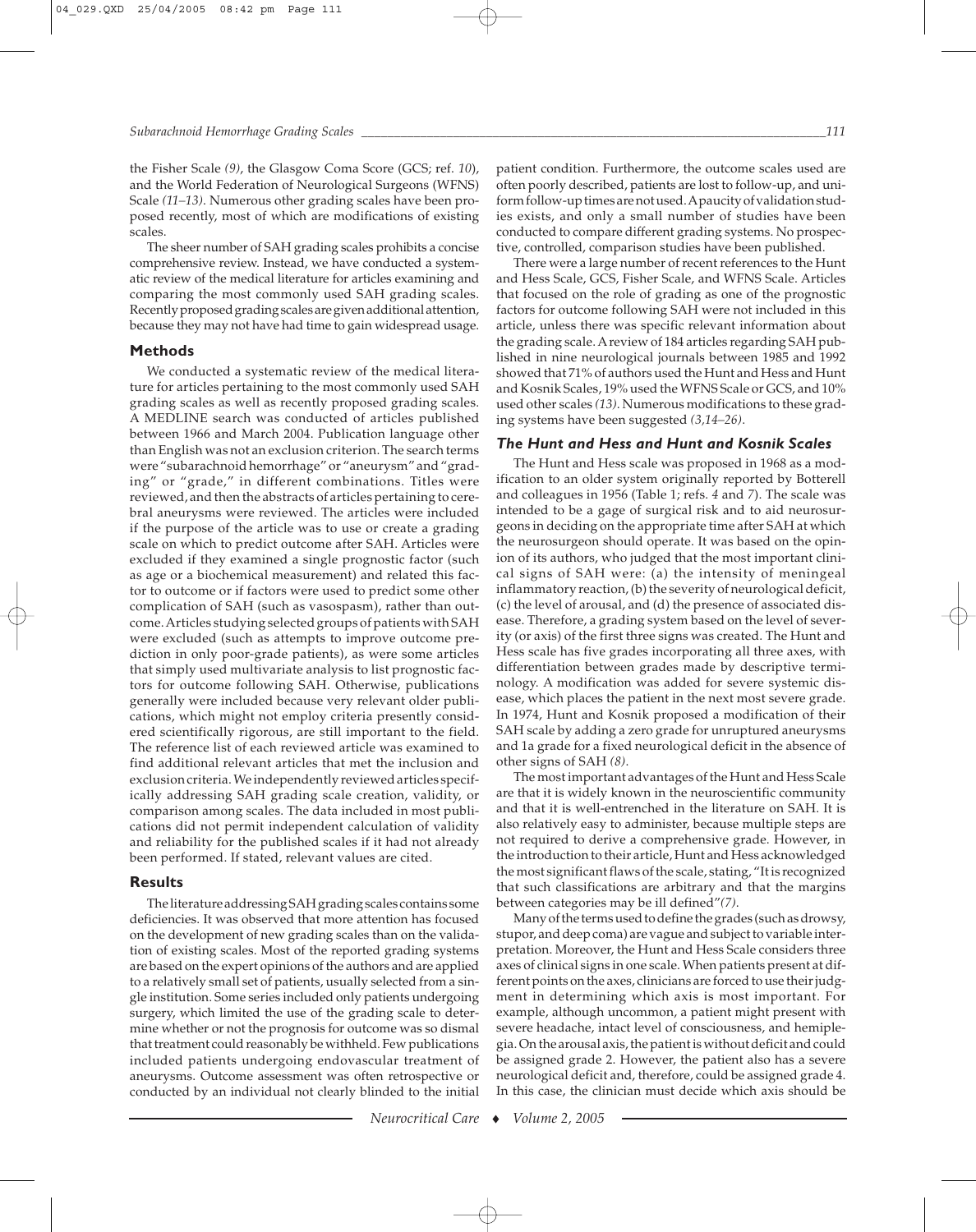the Fisher Scale *(9)*, the Glasgow Coma Score (GCS; ref. *10*), and the World Federation of Neurological Surgeons (WFNS) Scale *(11–13)*. Numerous other grading scales have been proposed recently, most of which are modifications of existing scales.

The sheer number of SAH grading scales prohibits a concise comprehensive review. Instead, we have conducted a systematic review of the medical literature for articles examining and comparing the most commonly used SAH grading scales. Recently proposed grading scales are given additional attention, because they may not have had time to gain widespread usage.

## Methods

We conducted a systematic review of the medical literature for articles pertaining to the most commonly used SAH grading scales as well as recently proposed grading scales. A MEDLINE search was conducted of articles published between 1966 and March 2004. Publication language other than English was not an exclusion criterion. The search terms were "subarachnoid hemorrhage" or "aneurysm" and "grading" or "grade," in different combinations. Titles were reviewed, and then the abstracts of articles pertaining to cerebral aneurysms were reviewed. The articles were included if the purpose of the article was to use or create a grading scale on which to predict outcome after SAH. Articles were excluded if they examined a single prognostic factor (such as age or a biochemical measurement) and related this factor to outcome or if factors were used to predict some other complication of SAH (such as vasospasm), rather than outcome. Articles studying selected groups of patients with SAH were excluded (such as attempts to improve outcome prediction in only poor-grade patients), as were some articles that simply used multivariate analysis to list prognostic factors for outcome following SAH. Otherwise, publications generally were included because very relevant older publications, which might not employ criteria presently considered scientifically rigorous, are still important to the field. The reference list of each reviewed article was examined to find additional relevant articles that met the inclusion and exclusion criteria. We independently reviewed articles specifically addressing SAH grading scale creation, validity, or comparison among scales. The data included in most publications did not permit independent calculation of validity and reliability for the published scales if it had not already been performed. If stated, relevant values are cited.

## Results

The literature addressing SAH grading scales contains some deficiencies. It was observed that more attention has focused on the development of new grading scales than on the validation of existing scales. Most of the reported grading systems are based on the expert opinions of the authors and are applied to a relatively small set of patients, usually selected from a single institution. Some series included only patients undergoing surgery, which limited the use of the grading scale to determine whether or not the prognosis for outcome was so dismal that treatment could reasonably be withheld. Few publications included patients undergoing endovascular treatment of aneurysms. Outcome assessment was often retrospective or conducted by an individual not clearly blinded to the initial patient condition. Furthermore, the outcome scales used are often poorly described, patients are lost to follow-up, and uniform follow-up times are not used. A paucity of validation studies exists, and only a small number of studies have been conducted to compare different grading systems. No prospective, controlled, comparison studies have been published.

There were a large number of recent references to the Hunt and Hess Scale, GCS, Fisher Scale, and WFNS Scale. Articles that focused on the role of grading as one of the prognostic factors for outcome following SAH were not included in this article, unless there was specific relevant information about the grading scale. A review of 184 articles regarding SAH published in nine neurological journals between 1985 and 1992 showed that 71% of authors used the Hunt and Hess and Hunt and Kosnik Scales, 19% used the WFNS Scale or GCS, and 10% used other scales *(13)*. Numerous modifications to these grading systems have been suggested *(3,14–26)*.

### *The Hunt and Hess and Hunt and Kosnik Scales*

The Hunt and Hess scale was proposed in 1968 as a modification to an older system originally reported by Botterell and colleagues in 1956 (Table 1; refs. *4* and *7*). The scale was intended to be a gage of surgical risk and to aid neurosurgeons in deciding on the appropriate time after SAH at which the neurosurgeon should operate. It was based on the opinion of its authors, who judged that the most important clinical signs of SAH were: (a) the intensity of meningeal inflammatory reaction, (b) the severity of neurological deficit, (c) the level of arousal, and (d) the presence of associated disease. Therefore, a grading system based on the level of severity (or axis) of the first three signs was created. The Hunt and Hess scale has five grades incorporating all three axes, with differentiation between grades made by descriptive terminology. A modification was added for severe systemic disease, which places the patient in the next most severe grade. In 1974, Hunt and Kosnik proposed a modification of their SAH scale by adding a zero grade for unruptured aneurysms and 1a grade for a fixed neurological deficit in the absence of other signs of SAH *(8)*.

The most important advantages of the Hunt and Hess Scale are that it is widely known in the neuroscientific community and that it is well-entrenched in the literature on SAH. It is also relatively easy to administer, because multiple steps are not required to derive a comprehensive grade. However, in the introduction to their article, Hunt and Hess acknowledged the most significant flaws of the scale, stating, "It is recognized that such classifications are arbitrary and that the margins between categories may be ill defined"*(7)*.

Many of the terms used to define the grades (such as drowsy, stupor, and deep coma) are vague and subject to variable interpretation. Moreover, the Hunt and Hess Scale considers three axes of clinical signs in one scale. When patients present at different points on the axes, clinicians are forced to use their judgment in determining which axis is most important. For example, although uncommon, a patient might present with severe headache, intact level of consciousness, and hemiplegia. On the arousal axis, the patient is without deficit and could be assigned grade 2. However, the patient also has a severe neurological deficit and, therefore, could be assigned grade 4. In this case, the clinician must decide which axis should be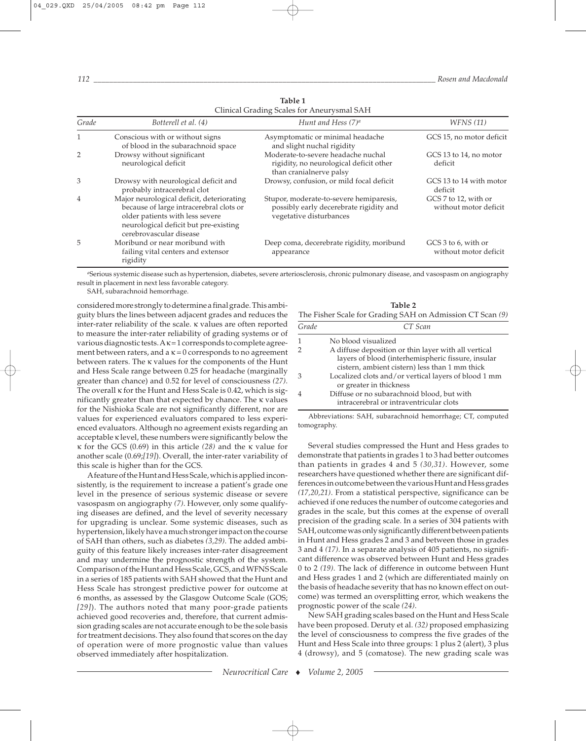**Table 1**
Clinical Grading Scales for Aneurysmal SAH

| Grade | Botterell et al. (4) | Hunt and Hess (7)[a] | WFNS (11) |
|---|---|---|---|
| 1 | Conscious with or without signs of blood in the subarachnoid space | Asymptomatic or minimal headache and slight nuchal rigidity | GCS 15, no motor deficit |
| 2 | Drowsy without significant neurological deficit | Moderate-to-severe headache nuchal rigidity, no neurological deficit other than cranialnerve palsy | GCS 13 to 14, no motor deficit |
| 3 | Drowsy with neurological deficit and probably intracerebral clot | Drowsy, confusion, or mild focal deficit | GCS 13 to 14 with motor deficit |
| 4 | Major neurological deficit, deteriorating because of large intracerebral clots or older patients with less severe neurological deficit but pre-existing cerebrovascular disease | Stupor, moderate-to-severe hemiparesis, possibly early decerebrate rigidity and vegetative disturbances | GCS 7 to 12, with or without motor deficit |
| 5 | Moribund or near moribund with failing vital centers and extensor rigidity | Deep coma, decerebrate rigidity, moribund appearance | GCS 3 to 6, with or without motor deficit |

[a]Serious systemic disease such as hypertension, diabetes, severe arteriosclerosis, chronic pulmonary disease, and vasospasm on angiography result in placement in next less favorable category.

SAH, subarachnoid hemorrhage.

considered more strongly to determine a final grade. This ambiguity blurs the lines between adjacent grades and reduces the inter-rater reliability of the scale. κ values are often reported to measure the inter-rater reliability of grading systems or of various diagnostic tests. A κ = 1 corresponds to complete agreement between raters, and a κ = 0 corresponds to no agreement between raters. The κ values for the components of the Hunt and Hess Scale range between 0.25 for headache (marginally greater than chance) and 0.52 for level of consciousness *(27)*. The overall κ for the Hunt and Hess Scale is 0.42, which is significantly greater than that expected by chance. The κ values for the Nishioka Scale are not significantly different, nor are values for experienced evaluators compared to less experienced evaluators. Although no agreement exists regarding an acceptable κ level, these numbers were significantly below the κ for the GCS (0.69) in this article *(28)* and the κ value for another scale (0.69;*[19]*). Overall, the inter-rater variability of this scale is higher than for the GCS.

A feature of the Hunt and Hess Scale, which is applied inconsistently, is the requirement to increase a patient's grade one level in the presence of serious systemic disease or severe vasospasm on angiography *(7)*. However, only some qualifying diseases are defined, and the level of severity necessary for upgrading is unclear. Some systemic diseases, such as hypertension, likely have a much stronger impact on the course of SAH than others, such as diabetes *(3,29)*. The added ambiguity of this feature likely increases inter-rater disagreement and may undermine the prognostic strength of the system. Comparison of the Hunt and Hess Scale, GCS, and WFNS Scale in a series of 185 patients with SAH showed that the Hunt and Hess Scale has strongest predictive power for outcome at 6 months, as assessed by the Glasgow Outcome Scale (GOS; *[29]*). The authors noted that many poor-grade patients achieved good recoveries and, therefore, that current admission grading scales are not accurate enough to be the sole basis for treatment decisions. They also found that scores on the day of operation were of more prognostic value than values observed immediately after hospitalization.

**Table 2**
The Fisher Scale for Grading SAH on Admission CT Scan *(9)*

| Grade | CT Scan |
|---|---|
| 1 | No blood visualized |
| 2 | A diffuse deposition or thin layer with all vertical layers of blood (interhemispheric fissure, insular cistern, ambient cistern) less than 1 mm thick |
| 3 | Localized clots and/or vertical layers of blood 1 mm or greater in thickness |
| 4 | Diffuse or no subarachnoid blood, but with intracerebral or intraventricular clots |

Abbreviations: SAH, subarachnoid hemorrhage; CT, computed tomography.

Several studies compressed the Hunt and Hess grades to demonstrate that patients in grades 1 to 3 had better outcomes than patients in grades 4 and 5 *(30,31)*. However, some researchers have questioned whether there are significant differences in outcome between the various Hunt and Hess grades *(17,20,21)*. From a statistical perspective, significance can be achieved if one reduces the number of outcome categories and grades in the scale, but this comes at the expense of overall precision of the grading scale. In a series of 304 patients with SAH, outcome was only significantly different between patients in Hunt and Hess grades 2 and 3 and between those in grades 3 and 4 *(17)*. In a separate analysis of 405 patients, no significant difference was observed between Hunt and Hess grades 0 to 2 *(19)*. The lack of difference in outcome between Hunt and Hess grades 1 and 2 (which are differentiated mainly on the basis of headache severity that has no known effect on outcome) was termed an oversplitting error, which weakens the prognostic power of the scale *(24)*.

New SAH grading scales based on the Hunt and Hess Scale have been proposed. Deruty et al. *(32)* proposed emphasizing the level of consciousness to compress the five grades of the Hunt and Hess Scale into three groups: 1 plus 2 (alert), 3 plus 4 (drowsy), and 5 (comatose). The new grading scale was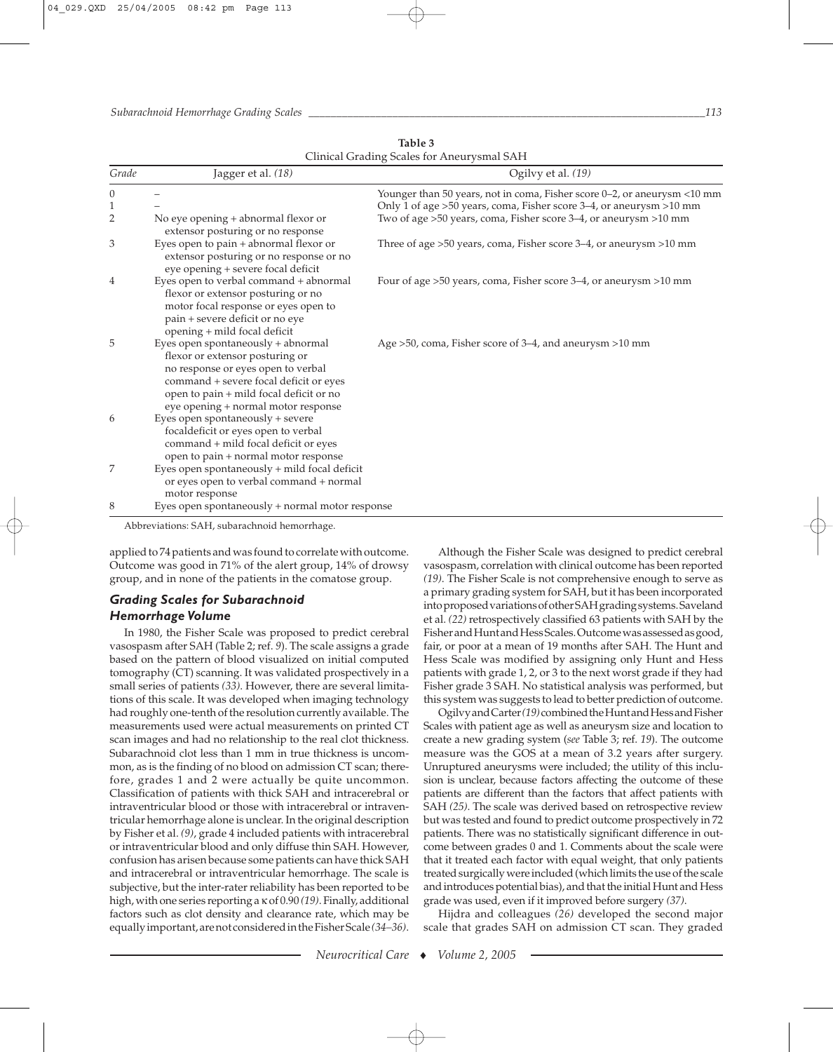**Table 3**
Clinical Grading Scales for Aneurysmal SAH

| Grade | Jagger et al. *(18)* | Ogilvy et al. *(19)* |
|---|---|---|
| 0 | – | Younger than 50 years, not in coma, Fisher score 0–2, or aneurysm <10 mm |
| 1 | – | Only 1 of age >50 years, coma, Fisher score 3–4, or aneurysm >10 mm |
| 2 | No eye opening + abnormal flexor or extensor posturing or no response | Two of age >50 years, coma, Fisher score 3–4, or aneurysm >10 mm |
| 3 | Eyes open to pain + abnormal flexor or extensor posturing or no response or no eye opening + severe focal deficit | Three of age >50 years, coma, Fisher score 3–4, or aneurysm >10 mm |
| 4 | Eyes open to verbal command + abnormal flexor or extensor posturing or no motor focal response or eyes open to pain + severe deficit or no eye opening + mild focal deficit | Four of age >50 years, coma, Fisher score 3–4, or aneurysm >10 mm |
| 5 | Eyes open spontaneously + abnormal flexor or extensor posturing or no response or eyes open to verbal command + severe focal deficit or eyes open to pain + mild focal deficit or no eye opening + normal motor response | Age >50, coma, Fisher score of 3–4, and aneurysm >10 mm |
| 6 | Eyes open spontaneously + severe focaldeficit or eyes open to verbal command + mild focal deficit or eyes open to pain + normal motor response | |
| 7 | Eyes open spontaneously + mild focal deficit or eyes open to verbal command + normal motor response | |
| 8 | Eyes open spontaneously + normal motor response | |

Abbreviations: SAH, subarachnoid hemorrhage.

applied to 74 patients and was found to correlate with outcome. Outcome was good in 71% of the alert group, 14% of drowsy group, and in none of the patients in the comatose group.

### *Grading Scales for Subarachnoid Hemorrhage Volume*

In 1980, the Fisher Scale was proposed to predict cerebral vasospasm after SAH (Table 2; ref. *9*). The scale assigns a grade based on the pattern of blood visualized on initial computed tomography (CT) scanning. It was validated prospectively in a small series of patients *(33)*. However, there are several limitations of this scale. It was developed when imaging technology had roughly one-tenth of the resolution currently available. The measurements used were actual measurements on printed CT scan images and had no relationship to the real clot thickness. Subarachnoid clot less than 1 mm in true thickness is uncommon, as is the finding of no blood on admission CT scan; therefore, grades 1 and 2 were actually be quite uncommon. Classification of patients with thick SAH and intracerebral or intraventricular blood or those with intracerebral or intraventricular hemorrhage alone is unclear. In the original description by Fisher et al. *(9)*, grade 4 included patients with intracerebral or intraventricular blood and only diffuse thin SAH. However, confusion has arisen because some patients can have thick SAH and intracerebral or intraventricular hemorrhage. The scale is subjective, but the inter-rater reliability has been reported to be high, with one series reporting a κ of 0.90 *(19)*. Finally, additional factors such as clot density and clearance rate, which may be equally important, are not considered in the Fisher Scale *(34–36)*.

Although the Fisher Scale was designed to predict cerebral vasospasm, correlation with clinical outcome has been reported *(19)*. The Fisher Scale is not comprehensive enough to serve as a primary grading system for SAH, but it has been incorporated into proposed variations of other SAH grading systems. Saveland et al. *(22)* retrospectively classified 63 patients with SAH by the Fisher and Hunt and Hess Scales. Outcome was assessed as good, fair, or poor at a mean of 19 months after SAH. The Hunt and Hess Scale was modified by assigning only Hunt and Hess patients with grade 1, 2, or 3 to the next worst grade if they had Fisher grade 3 SAH. No statistical analysis was performed, but this system was suggests to lead to better prediction of outcome.

Ogilvy and Carter *(19)* combined the Hunt and Hess and Fisher Scales with patient age as well as aneurysm size and location to create a new grading system (*see* Table 3; ref. *19*). The outcome measure was the GOS at a mean of 3.2 years after surgery. Unruptured aneurysms were included; the utility of this inclusion is unclear, because factors affecting the outcome of these patients are different than the factors that affect patients with SAH *(25)*. The scale was derived based on retrospective review but was tested and found to predict outcome prospectively in 72 patients. There was no statistically significant difference in outcome between grades 0 and 1. Comments about the scale were that it treated each factor with equal weight, that only patients treated surgically were included (which limits the use of the scale and introduces potential bias), and that the initial Hunt and Hess grade was used, even if it improved before surgery *(37)*.

Hijdra and colleagues *(26)* developed the second major scale that grades SAH on admission CT scan. They graded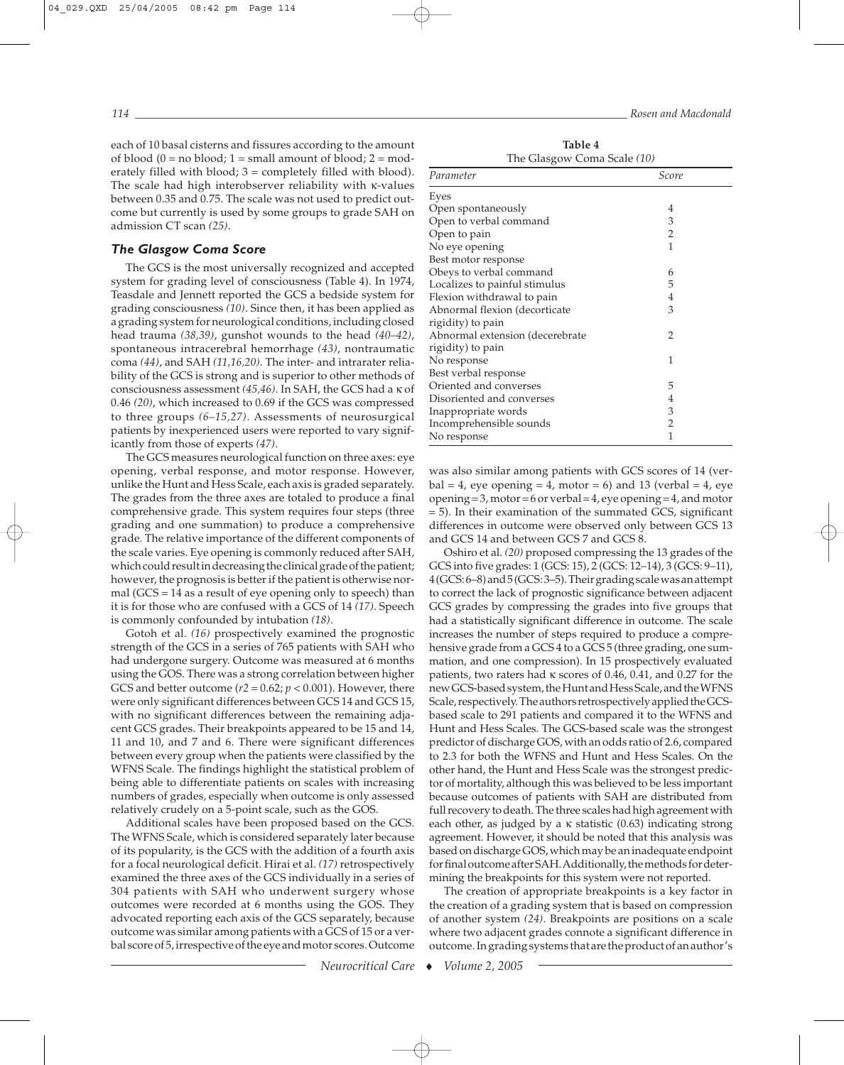each of 10 basal cisterns and fissures according to the amount of blood (0 = no blood; 1 = small amount of blood; 2 = moderately filled with blood; 3 = completely filled with blood). The scale had high interobserver reliability with κ-values between 0.35 and 0.75. The scale was not used to predict outcome but currently is used by some groups to grade SAH on admission CT scan *(25)*.

### *The Glasgow Coma Score*

The GCS is the most universally recognized and accepted system for grading level of consciousness (Table 4). In 1974, Teasdale and Jennett reported the GCS a bedside system for grading consciousness *(10)*. Since then, it has been applied as a grading system for neurological conditions, including closed head trauma *(38,39)*, gunshot wounds to the head *(40–42)*, spontaneous intracerebral hemorrhage *(43)*, nontraumatic coma *(44)*, and SAH *(11,16,20)*. The inter- and intrarater reliability of the GCS is strong and is superior to other methods of consciousness assessment *(45,46)*. In SAH, the GCS had a κ of 0.46 *(20)*, which increased to 0.69 if the GCS was compressed to three groups *(6–15,27)*. Assessments of neurosurgical patients by inexperienced users were reported to vary significantly from those of experts *(47)*.

The GCS measures neurological function on three axes: eye opening, verbal response, and motor response. However, unlike the Hunt and Hess Scale, each axis is graded separately. The grades from the three axes are totaled to produce a final comprehensive grade. This system requires four steps (three grading and one summation) to produce a comprehensive grade. The relative importance of the different components of the scale varies. Eye opening is commonly reduced after SAH, which could result in decreasing the clinical grade of the patient; however, the prognosis is better if the patient is otherwise normal (GCS = 14 as a result of eye opening only to speech) than it is for those who are confused with a GCS of 14 *(17)*. Speech is commonly confounded by intubation *(18)*.

Gotoh et al. *(16)* prospectively examined the prognostic strength of the GCS in a series of 765 patients with SAH who had undergone surgery. Outcome was measured at 6 months using the GOS. There was a strong correlation between higher GCS and better outcome ($r2 = 0.62$; $p < 0.001$). However, there were only significant differences between GCS 14 and GCS 15, with no significant differences between the remaining adjacent GCS grades. Their breakpoints appeared to be 15 and 14, 11 and 10, and 7 and 6. There were significant differences between every group when the patients were classified by the WFNS Scale. The findings highlight the statistical problem of being able to differentiate patients on scales with increasing numbers of grades, especially when outcome is only assessed relatively crudely on a 5-point scale, such as the GOS.

Additional scales have been proposed based on the GCS. The WFNS Scale, which is considered separately later because of its popularity, is the GCS with the addition of a fourth axis for a focal neurological deficit. Hirai et al. *(17)* retrospectively examined the three axes of the GCS individually in a series of 304 patients with SAH who underwent surgery whose outcomes were recorded at 6 months using the GOS. They advocated reporting each axis of the GCS separately, because outcome was similar among patients with a GCS of 15 or a verbal score of 5, irrespective of the eye and motor scores. Outcome was also similar among patients with GCS scores of 14 (verbal = 4, eye opening = 4, motor = 6) and 13 (verbal = 4, eye opening = 3, motor = 6 or verbal = 4, eye opening = 4, and motor = 5). In their examination of the summated GCS, significant differences in outcome were observed only between GCS 13 and GCS 14 and between GCS 7 and GCS 8.

Oshiro et al. *(20)* proposed compressing the 13 grades of the GCS into five grades: 1 (GCS: 15), 2 (GCS: 12–14), 3 (GCS: 9–11), 4 (GCS: 6–8) and 5 (GCS: 3–5). Their grading scale was an attempt to correct the lack of prognostic significance between adjacent GCS grades by compressing the grades into five groups that had a statistically significant difference in outcome. The scale increases the number of steps required to produce a comprehensive grade from a GCS 4 to a GCS 5 (three grading, one summation, and one compression). In 15 prospectively evaluated patients, two raters had κ scores of 0.46, 0.41, and 0.27 for the new GCS-based system, the Hunt and Hess Scale, and the WFNS Scale, respectively. The authors retrospectively applied the GCS-based scale to 291 patients and compared it to the WFNS and Hunt and Hess Scales. The GCS-based scale was the strongest predictor of discharge GOS, with an odds ratio of 2.6, compared to 2.3 for both the WFNS and Hunt and Hess Scales. On the other hand, the Hunt and Hess Scale was the strongest predictor of mortality, although this was believed to be less important because outcomes of patients with SAH are distributed from full recovery to death. The three scales had high agreement with each other, as judged by a κ statistic (0.63) indicating strong agreement. However, it should be noted that this analysis was based on discharge GOS, which may be an inadequate endpoint for final outcome after SAH. Additionally, the methods for determining the breakpoints for this system were not reported.

The creation of appropriate breakpoints is a key factor in the creation of a grading system that is based on compression of another system *(24)*. Breakpoints are positions on a scale where two adjacent grades connote a significant difference in outcome. In grading systems that are the product of an author's

**Table 4**
The Glasgow Coma Scale *(10)*

| *Parameter* | *Score* |
|---|---|
| Eyes | |
| Open spontaneously | 4 |
| Open to verbal command | 3 |
| Open to pain | 2 |
| No eye opening | 1 |
| Best motor response | |
| Obeys to verbal command | 6 |
| Localizes to painful stimulus | 5 |
| Flexion withdrawal to pain | 4 |
| Abnormal flexion (decorticate rigidity) to pain | 3 |
| Abnormal extension (decerebrate rigidity) to pain | 2 |
| No response | 1 |
| Best verbal response | |
| Oriented and converses | 5 |
| Disoriented and converses | 4 |
| Inappropriate words | 3 |
| Incomprehensible sounds | 2 |
| No response | 1 |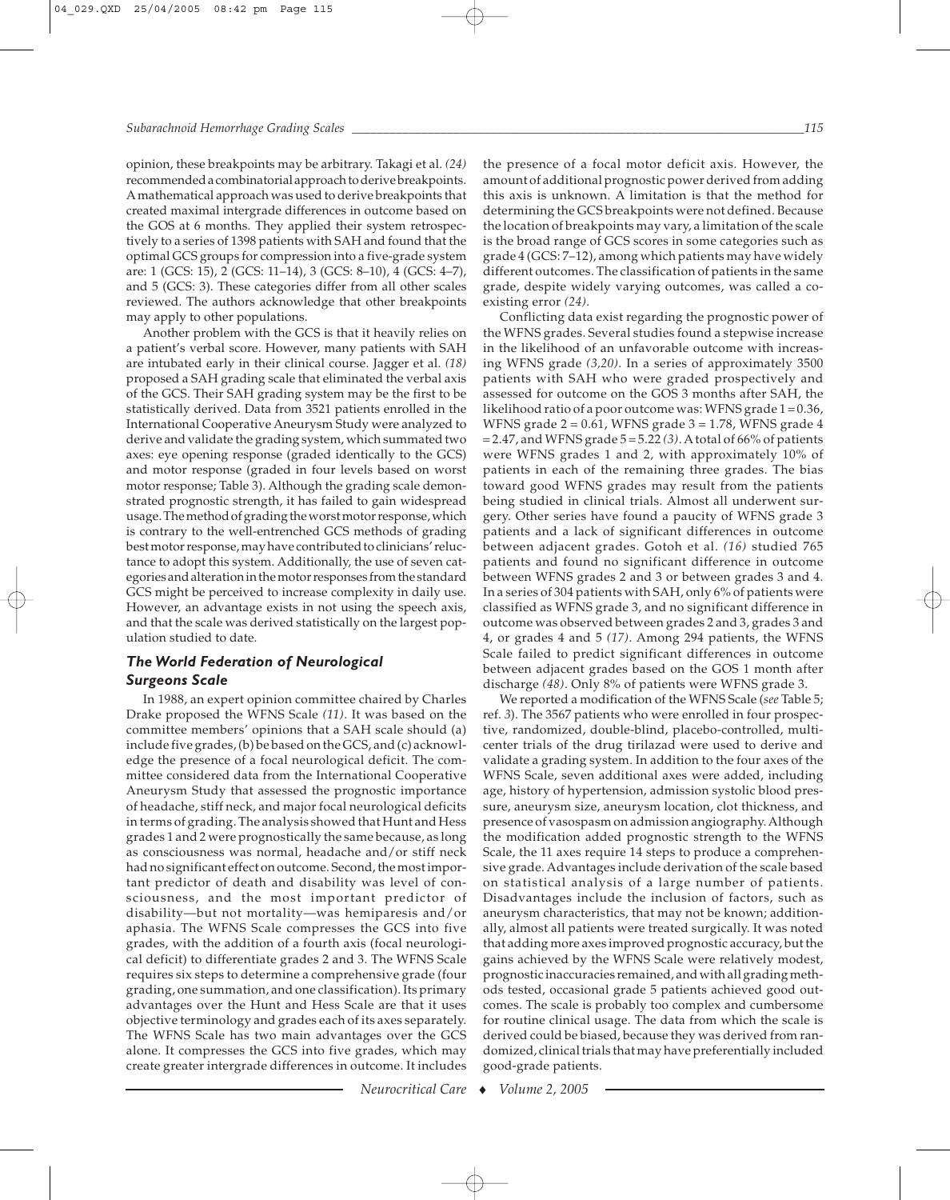opinion, these breakpoints may be arbitrary. Takagi et al. *(24)* recommended a combinatorial approach to derive breakpoints. A mathematical approach was used to derive breakpoints that created maximal intergrade differences in outcome based on the GOS at 6 months. They applied their system retrospectively to a series of 1398 patients with SAH and found that the optimal GCS groups for compression into a five-grade system are: 1 (GCS: 15), 2 (GCS: 11–14), 3 (GCS: 8–10), 4 (GCS: 4–7), and 5 (GCS: 3). These categories differ from all other scales reviewed. The authors acknowledge that other breakpoints may apply to other populations.

Another problem with the GCS is that it heavily relies on a patient's verbal score. However, many patients with SAH are intubated early in their clinical course. Jagger et al. *(18)* proposed a SAH grading scale that eliminated the verbal axis of the GCS. Their SAH grading system may be the first to be statistically derived. Data from 3521 patients enrolled in the International Cooperative Aneurysm Study were analyzed to derive and validate the grading system, which summated two axes: eye opening response (graded identically to the GCS) and motor response (graded in four levels based on worst motor response; Table 3). Although the grading scale demonstrated prognostic strength, it has failed to gain widespread usage. The method of grading the worst motor response, which is contrary to the well-entrenched GCS methods of grading best motor response, may have contributed to clinicians' reluctance to adopt this system. Additionally, the use of seven categories and alteration in the motor responses from the standard GCS might be perceived to increase complexity in daily use. However, an advantage exists in not using the speech axis, and that the scale was derived statistically on the largest population studied to date.

## The World Federation of Neurological Surgeons Scale

In 1988, an expert opinion committee chaired by Charles Drake proposed the WFNS Scale *(11)*. It was based on the committee members' opinions that a SAH scale should (a) include five grades, (b) be based on the GCS, and (c) acknowledge the presence of a focal neurological deficit. The committee considered data from the International Cooperative Aneurysm Study that assessed the prognostic importance of headache, stiff neck, and major focal neurological deficits in terms of grading. The analysis showed that Hunt and Hess grades 1 and 2 were prognostically the same because, as long as consciousness was normal, headache and/or stiff neck had no significant effect on outcome. Second, the most important predictor of death and disability was level of consciousness, and the most important predictor of disability—but not mortality—was hemiparesis and/or aphasia. The WFNS Scale compresses the GCS into five grades, with the addition of a fourth axis (focal neurological deficit) to differentiate grades 2 and 3. The WFNS Scale requires six steps to determine a comprehensive grade (four grading, one summation, and one classification). Its primary advantages over the Hunt and Hess Scale are that it uses objective terminology and grades each of its axes separately. The WFNS Scale has two main advantages over the GCS alone. It compresses the GCS into five grades, which may create greater intergrade differences in outcome. It includes the presence of a focal motor deficit axis. However, the amount of additional prognostic power derived from adding this axis is unknown. A limitation is that the method for determining the GCS breakpoints were not defined. Because the location of breakpoints may vary, a limitation of the scale is the broad range of GCS scores in some categories such as grade 4 (GCS: 7–12), among which patients may have widely different outcomes. The classification of patients in the same grade, despite widely varying outcomes, was called a coexisting error *(24)*.

Conflicting data exist regarding the prognostic power of the WFNS grades. Several studies found a stepwise increase in the likelihood of an unfavorable outcome with increasing WFNS grade *(3,20)*. In a series of approximately 3500 patients with SAH who were graded prospectively and assessed for outcome on the GOS 3 months after SAH, the likelihood ratio of a poor outcome was: WFNS grade 1 = 0.36, WFNS grade 2 = 0.61, WFNS grade 3 = 1.78, WFNS grade 4 = 2.47, and WFNS grade 5 = 5.22 *(3)*. A total of 66% of patients were WFNS grades 1 and 2, with approximately 10% of patients in each of the remaining three grades. The bias toward good WFNS grades may result from the patients being studied in clinical trials. Almost all underwent surgery. Other series have found a paucity of WFNS grade 3 patients and a lack of significant differences in outcome between adjacent grades. Gotoh et al. *(16)* studied 765 patients and found no significant difference in outcome between WFNS grades 2 and 3 or between grades 3 and 4. In a series of 304 patients with SAH, only 6% of patients were classified as WFNS grade 3, and no significant difference in outcome was observed between grades 2 and 3, grades 3 and 4, or grades 4 and 5 *(17)*. Among 294 patients, the WFNS Scale failed to predict significant differences in outcome between adjacent grades based on the GOS 1 month after discharge *(48)*. Only 8% of patients were WFNS grade 3.

We reported a modification of the WFNS Scale (*see* Table 5; ref. *3*). The 3567 patients who were enrolled in four prospective, randomized, double-blind, placebo-controlled, multicenter trials of the drug tirilazad were used to derive and validate a grading system. In addition to the four axes of the WFNS Scale, seven additional axes were added, including age, history of hypertension, admission systolic blood pressure, aneurysm size, aneurysm location, clot thickness, and presence of vasospasm on admission angiography. Although the modification added prognostic strength to the WFNS Scale, the 11 axes require 14 steps to produce a comprehensive grade. Advantages include derivation of the scale based on statistical analysis of a large number of patients. Disadvantages include the inclusion of factors, such as aneurysm characteristics, that may not be known; additionally, almost all patients were treated surgically. It was noted that adding more axes improved prognostic accuracy, but the gains achieved by the WFNS Scale were relatively modest, prognostic inaccuracies remained, and with all grading methods tested, occasional grade 5 patients achieved good outcomes. The scale is probably too complex and cumbersome for routine clinical usage. The data from which the scale is derived could be biased, because they was derived from randomized, clinical trials that may have preferentially included good-grade patients.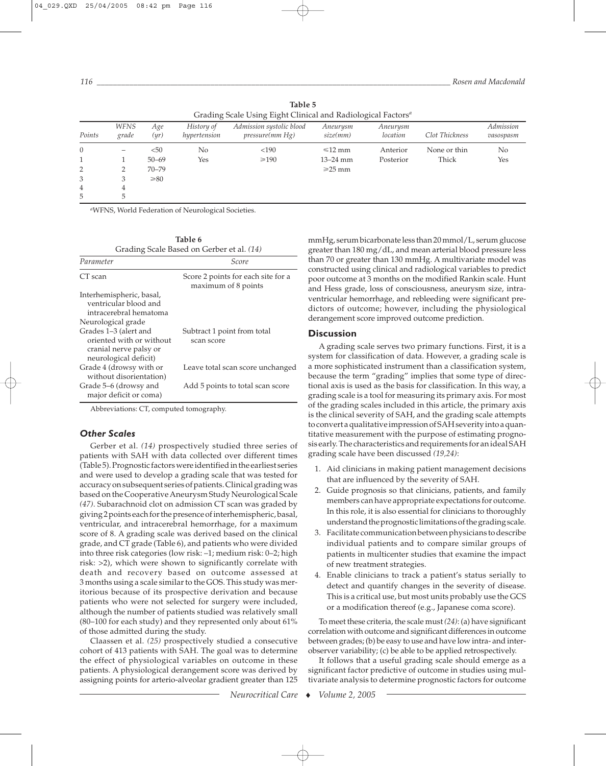**Table 5**
Grading Scale Using Eight Clinical and Radiological Factors[a]

| Points | WFNS grade | Age (yr) | History of hypertension | Admission systolic blood pressure(mm Hg) | Aneurysm size(mm) | Aneurysm location | Clot Thickness | Admission vasospasm |
|---|---|---|---|---|---|---|---|---|
| 0 | – | <50 | No | <190 | ⩽12 mm | Anterior | None or thin | No |
| 1 | 1 | 50–69 | Yes | ⩾190 | 13–24 mm | Posterior | Thick | Yes |
| 2 | 2 | 70–79 | | | ⩾25 mm | | | |
| 3 | 3 | ⩾80 | | | | | | |
| 4 | 4 | | | | | | | |
| 5 | 5 | | | | | | | |

[a]WFNS, World Federation of Neurological Societies.

**Table 6**
Grading Scale Based on Gerber et al. *(14)*

| Parameter | Score |
|---|---|
| CT scan | Score 2 points for each site for a maximum of 8 points |
| Interhemispheric, basal, ventricular blood and intracerebral hematoma | |
| Neurological grade | |
| Grades 1–3 (alert and oriented with or without cranial nerve palsy or neurological deficit) | Subtract 1 point from total scan score |
| Grade 4 (drowsy with or without disorientation) | Leave total scan score unchanged |
| Grade 5–6 (drowsy and major deficit or coma) | Add 5 points to total scan score |

Abbreviations: CT, computed tomography.

### *Other Scales*

Gerber et al. *(14)* prospectively studied three series of patients with SAH with data collected over different times (Table 5). Prognostic factors were identified in the earliest series and were used to develop a grading scale that was tested for accuracy on subsequent series of patients. Clinical grading was based on the Cooperative Aneurysm Study Neurological Scale *(47)*. Subarachnoid clot on admission CT scan was graded by giving 2 points each for the presence of interhemispheric, basal, ventricular, and intracerebral hemorrhage, for a maximum score of 8. A grading scale was derived based on the clinical grade, and CT grade (Table 6), and patients who were divided into three risk categories (low risk: –1; medium risk: 0–2; high risk: >2), which were shown to significantly correlate with death and recovery based on outcome assessed at 3 months using a scale similar to the GOS. This study was meritorious because of its prospective derivation and because patients who were not selected for surgery were included, although the number of patients studied was relatively small (80–100 for each study) and they represented only about 61% of those admitted during the study.

Claassen et al. *(25)* prospectively studied a consecutive cohort of 413 patients with SAH. The goal was to determine the effect of physiological variables on outcome in these patients. A physiological derangement score was derived by assigning points for arterio-alveolar gradient greater than 125 mmHg, serum bicarbonate less than 20 mmol/L, serum glucose greater than 180 mg/dL, and mean arterial blood pressure less than 70 or greater than 130 mmHg. A multivariate model was constructed using clinical and radiological variables to predict poor outcome at 3 months on the modified Rankin scale. Hunt and Hess grade, loss of consciousness, aneurysm size, intraventricular hemorrhage, and rebleeding were significant predictors of outcome; however, including the physiological derangement score improved outcome prediction.

## Discussion

A grading scale serves two primary functions. First, it is a system for classification of data. However, a grading scale is a more sophisticated instrument than a classification system, because the term "grading" implies that some type of directional axis is used as the basis for classification. In this way, a grading scale is a tool for measuring its primary axis. For most of the grading scales included in this article, the primary axis is the clinical severity of SAH, and the grading scale attempts to convert a qualitative impression of SAH severity into a quantitative measurement with the purpose of estimating prognosis early. The characteristics and requirements for an ideal SAH grading scale have been discussed *(19,24)*:

1. Aid clinicians in making patient management decisions that are influenced by the severity of SAH.
2. Guide prognosis so that clinicians, patients, and family members can have appropriate expectations for outcome. In this role, it is also essential for clinicians to thoroughly understand the prognostic limitations of the grading scale.
3. Facilitate communication between physicians to describe individual patients and to compare similar groups of patients in multicenter studies that examine the impact of new treatment strategies.
4. Enable clinicians to track a patient's status serially to detect and quantify changes in the severity of disease. This is a critical use, but most units probably use the GCS or a modification thereof (e.g., Japanese coma score).

To meet these criteria, the scale must *(24)*: (a) have significant correlation with outcome and significant differences in outcome between grades; (b) be easy to use and have low intra- and interobserver variability; (c) be able to be applied retrospectively.

It follows that a useful grading scale should emerge as a significant factor predictive of outcome in studies using multivariate analysis to determine prognostic factors for outcome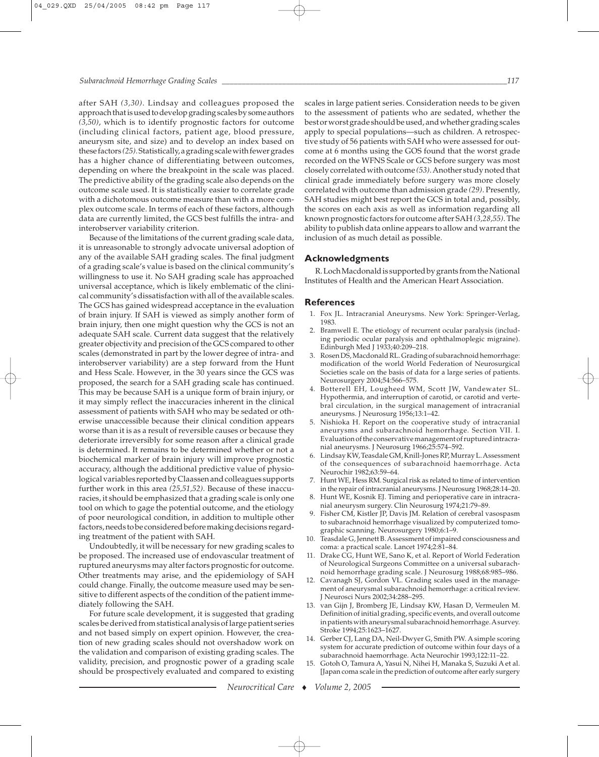after SAH *(3,30)*. Lindsay and colleagues proposed the approach that is used to develop grading scales by some authors *(3,50)*, which is to identify prognostic factors for outcome (including clinical factors, patient age, blood pressure, aneurysm site, and size) and to develop an index based on these factors *(25)*. Statistically, a grading scale with fewer grades has a higher chance of differentiating between outcomes, depending on where the breakpoint in the scale was placed. The predictive ability of the grading scale also depends on the outcome scale used. It is statistically easier to correlate grade with a dichotomous outcome measure than with a more complex outcome scale. In terms of each of these factors, although data are currently limited, the GCS best fulfills the intra- and interobserver variability criterion.

Because of the limitations of the current grading scale data, it is unreasonable to strongly advocate universal adoption of any of the available SAH grading scales. The final judgment of a grading scale's value is based on the clinical community's willingness to use it. No SAH grading scale has approached universal acceptance, which is likely emblematic of the clinical community's dissatisfaction with all of the available scales. The GCS has gained widespread acceptance in the evaluation of brain injury. If SAH is viewed as simply another form of brain injury, then one might question why the GCS is not an adequate SAH scale. Current data suggest that the relatively greater objectivity and precision of the GCS compared to other scales (demonstrated in part by the lower degree of intra- and interobserver variability) are a step forward from the Hunt and Hess Scale. However, in the 30 years since the GCS was proposed, the search for a SAH grading scale has continued. This may be because SAH is a unique form of brain injury, or it may simply reflect the inaccuracies inherent in the clinical assessment of patients with SAH who may be sedated or otherwise unaccessible because their clinical condition appears worse than it is as a result of reversible causes or because they deteriorate irreversibly for some reason after a clinical grade is determined. It remains to be determined whether or not a biochemical marker of brain injury will improve prognostic accuracy, although the additional predictive value of physiological variables reported by Claassen and colleagues supports further work in this area *(25,51,52)*. Because of these inaccuracies, it should be emphasized that a grading scale is only one tool on which to gage the potential outcome, and the etiology of poor neurological condition, in addition to multiple other factors, needs to be considered before making decisions regarding treatment of the patient with SAH.

Undoubtedly, it will be necessary for new grading scales to be proposed. The increased use of endovascular treatment of ruptured aneurysms may alter factors prognostic for outcome. Other treatments may arise, and the epidemiology of SAH could change. Finally, the outcome measure used may be sensitive to different aspects of the condition of the patient immediately following the SAH.

For future scale development, it is suggested that grading scales be derived from statistical analysis of large patient series and not based simply on expert opinion. However, the creation of new grading scales should not overshadow work on the validation and comparison of existing grading scales. The validity, precision, and prognostic power of a grading scale should be prospectively evaluated and compared to existing scales in large patient series. Consideration needs to be given to the assessment of patients who are sedated, whether the best or worst grade should be used, and whether grading scales apply to special populations—such as children. A retrospective study of 56 patients with SAH who were assessed for outcome at 6 months using the GOS found that the worst grade recorded on the WFNS Scale or GCS before surgery was most closely correlated with outcome *(53)*. Another study noted that clinical grade immediately before surgery was more closely correlated with outcome than admission grade *(29)*. Presently, SAH studies might best report the GCS in total and, possibly, the scores on each axis as well as information regarding all known prognostic factors for outcome after SAH *(3,28,55)*. The ability to publish data online appears to allow and warrant the inclusion of as much detail as possible.

## Acknowledgments

R. Loch Macdonald is supported by grants from the National Institutes of Health and the American Heart Association.

## References

1. Fox JL. Intracranial Aneurysms. New York: Springer-Verlag, 1983.
2. Bramwell E. The etiology of recurrent ocular paralysis (including periodic ocular paralysis and ophthalmoplegic migraine). Edinburgh Med J 1933;40:209–218.
3. Rosen DS, Macdonald RL. Grading of subarachnoid hemorrhage: modification of the world World Federation of Neurosurgical Societies scale on the basis of data for a large series of patients. Neurosurgery 2004;54:566–575.
4. Botterell EH, Lougheed WM, Scott JW, Vandewater SL. Hypothermia, and interruption of carotid, or carotid and vertebral circulation, in the surgical management of intracranial aneurysms. J Neurosurg 1956;13:1–42.
5. Nishioka H. Report on the cooperative study of intracranial aneurysms and subarachnoid hemorrhage. Section VII. I. Evaluation of the conservative management of ruptured intracranial aneurysms. J Neurosurg 1966;25:574–592.
6. Lindsay KW, Teasdale GM, Knill-Jones RP, Murray L. Assessment of the consequences of subarachnoid haemorrhage. Acta Neurochir 1982;63:59–64.
7. Hunt WE, Hess RM. Surgical risk as related to time of intervention in the repair of intracranial aneurysms. J Neurosurg 1968;28:14–20.
8. Hunt WE, Kosnik EJ. Timing and perioperative care in intracranial aneurysm surgery. Clin Neurosurg 1974;21:79–89.
9. Fisher CM, Kistler JP, Davis JM. Relation of cerebral vasospasm to subarachnoid hemorrhage visualized by computerized tomographic scanning. Neurosurgery 1980;6:1–9.
10. Teasdale G, Jennett B. Assessment of impaired consciousness and coma: a practical scale. Lancet 1974;2:81–84.
11. Drake CG, Hunt WE, Sano K, et al. Report of World Federation of Neurological Surgeons Committee on a universal subarachnoid hemorrhage grading scale. J Neurosurg 1988;68:985–986.
12. Cavanagh SJ, Gordon VL. Grading scales used in the management of aneurysmal subarachnoid hemorrhage: a critical review. J Neurosci Nurs 2002;34:288–295.
13. van Gijn J, Bromberg JE, Lindsay KW, Hasan D, Vermeulen M. Definition of initial grading, specific events, and overall outcome in patients with aneurysmal subarachnoid hemorrhage. A survey. Stroke 1994;25:1623–1627.
14. Gerber CJ, Lang DA, Neil-Dwyer G, Smith PW. A simple scoring system for accurate prediction of outcome within four days of a subarachnoid haemorrhage. Acta Neurochir 1993;122:11–22.
15. Gotoh O, Tamura A, Yasui N, Nihei H, Manaka S, Suzuki A et al. [Japan coma scale in the prediction of outcome after early surgery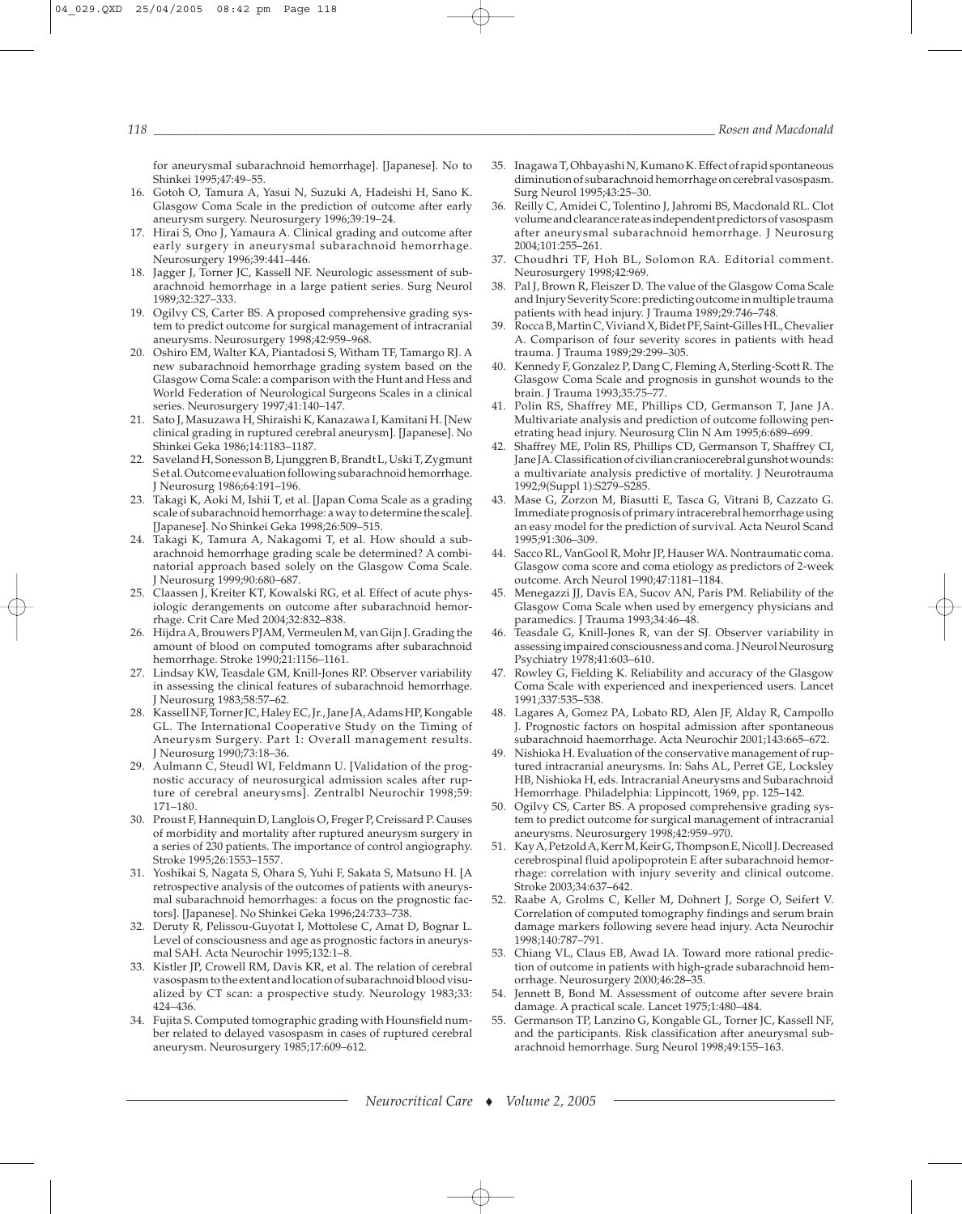for aneurysmal subarachnoid hemorrhage]. [Japanese]. No to Shinkei 1995;47:49–55.

16. Gotoh O, Tamura A, Yasui N, Suzuki A, Hadeishi H, Sano K. Glasgow Coma Scale in the prediction of outcome after early aneurysm surgery. Neurosurgery 1996;39:19–24.
17. Hirai S, Ono J, Yamaura A. Clinical grading and outcome after early surgery in aneurysmal subarachnoid hemorrhage. Neurosurgery 1996;39:441–446.
18. Jagger J, Torner JC, Kassell NF. Neurologic assessment of subarachnoid hemorrhage in a large patient series. Surg Neurol 1989;32:327–333.
19. Ogilvy CS, Carter BS. A proposed comprehensive grading system to predict outcome for surgical management of intracranial aneurysms. Neurosurgery 1998;42:959–968.
20. Oshiro EM, Walter KA, Piantadosi S, Witham TF, Tamargo RJ. A new subarachnoid hemorrhage grading system based on the Glasgow Coma Scale: a comparison with the Hunt and Hess and World Federation of Neurological Surgeons Scales in a clinical series. Neurosurgery 1997;41:140–147.
21. Sato J, Masuzawa H, Shiraishi K, Kanazawa I, Kamitani H. [New clinical grading in ruptured cerebral aneurysm]. [Japanese]. No Shinkei Geka 1986;14:1183–1187.
22. Saveland H, Sonesson B, Ljunggren B, Brandt L, Uski T, Zygmunt S et al. Outcome evaluation following subarachnoid hemorrhage. J Neurosurg 1986;64:191–196.
23. Takagi K, Aoki M, Ishii T, et al. [Japan Coma Scale as a grading scale of subarachnoid hemorrhage: a way to determine the scale]. [Japanese]. No Shinkei Geka 1998;26:509–515.
24. Takagi K, Tamura A, Nakagomi T, et al. How should a subarachnoid hemorrhage grading scale be determined? A combinatorial approach based solely on the Glasgow Coma Scale. J Neurosurg 1999;90:680–687.
25. Claassen J, Kreiter KT, Kowalski RG, et al. Effect of acute physiologic derangements on outcome after subarachnoid hemorrhage. Crit Care Med 2004;32:832–838.
26. Hijdra A, Brouwers PJAM, Vermeulen M, van Gijn J. Grading the amount of blood on computed tomograms after subarachnoid hemorrhage. Stroke 1990;21:1156–1161.
27. Lindsay KW, Teasdale GM, Knill-Jones RP. Observer variability in assessing the clinical features of subarachnoid hemorrhage. J Neurosurg 1983;58:57–62.
28. Kassell NF, Torner JC, Haley EC, Jr., Jane JA, Adams HP, Kongable GL. The International Cooperative Study on the Timing of Aneurysm Surgery. Part 1: Overall management results. J Neurosurg 1990;73:18–36.
29. Aulmann C, Steudl WI, Feldmann U. [Validation of the prognostic accuracy of neurosurgical admission scales after rupture of cerebral aneurysms]. Zentralbl Neurochir 1998;59: 171–180.
30. Proust F, Hannequin D, Langlois O, Freger P, Creissard P. Causes of morbidity and mortality after ruptured aneurysm surgery in a series of 230 patients. The importance of control angiography. Stroke 1995;26:1553–1557.
31. Yoshikai S, Nagata S, Ohara S, Yuhi F, Sakata S, Matsuno H. [A retrospective analysis of the outcomes of patients with aneurysmal subarachnoid hemorrhages: a focus on the prognostic factors]. [Japanese]. No Shinkei Geka 1996;24:733–738.
32. Deruty R, Pelissou-Guyotat I, Mottolese C, Amat D, Bognar L. Level of consciousness and age as prognostic factors in aneurysmal SAH. Acta Neurochir 1995;132:1–8.
33. Kistler JP, Crowell RM, Davis KR, et al. The relation of cerebral vasospasm to the extent and location of subarachnoid blood visualized by CT scan: a prospective study. Neurology 1983;33: 424–436.
34. Fujita S. Computed tomographic grading with Hounsfield number related to delayed vasospasm in cases of ruptured cerebral aneurysm. Neurosurgery 1985;17:609–612.
35. Inagawa T, Ohbayashi N, Kumano K. Effect of rapid spontaneous diminution of subarachnoid hemorrhage on cerebral vasospasm. Surg Neurol 1995;43:25–30.
36. Reilly C, Amidei C, Tolentino J, Jahromi BS, Macdonald RL. Clot volume and clearance rate as independent predictors of vasospasm after aneurysmal subarachnoid hemorrhage. J Neurosurg 2004;101:255–261.
37. Choudhri TF, Hoh BL, Solomon RA. Editorial comment. Neurosurgery 1998;42:969.
38. Pal J, Brown R, Fleiszer D. The value of the Glasgow Coma Scale and Injury Severity Score: predicting outcome in multiple trauma patients with head injury. J Trauma 1989;29:746–748.
39. Rocca B, Martin C, Viviand X, Bidet PF, Saint-Gilles HL, Chevalier A. Comparison of four severity scores in patients with head trauma. J Trauma 1989;29:299–305.
40. Kennedy F, Gonzalez P, Dang C, Fleming A, Sterling-Scott R. The Glasgow Coma Scale and prognosis in gunshot wounds to the brain. J Trauma 1993;35:75–77.
41. Polin RS, Shaffrey ME, Phillips CD, Germanson T, Jane JA. Multivariate analysis and prediction of outcome following penetrating head injury. Neurosurg Clin N Am 1995;6:689–699.
42. Shaffrey ME, Polin RS, Phillips CD, Germanson T, Shaffrey CI, Jane JA. Classification of civilian craniocerebral gunshot wounds: a multivariate analysis predictive of mortality. J Neurotrauma 1992;9(Suppl 1):S279–S285.
43. Mase G, Zorzon M, Biasutti E, Tasca G, Vitrani B, Cazzato G. Immediate prognosis of primary intracerebral hemorrhage using an easy model for the prediction of survival. Acta Neurol Scand 1995;91:306–309.
44. Sacco RL, VanGool R, Mohr JP, Hauser WA. Nontraumatic coma. Glasgow coma score and coma etiology as predictors of 2-week outcome. Arch Neurol 1990;47:1181–1184.
45. Menegazzi JJ, Davis EA, Sucov AN, Paris PM. Reliability of the Glasgow Coma Scale when used by emergency physicians and paramedics. J Trauma 1993;34:46–48.
46. Teasdale G, Knill-Jones R, van der SJ. Observer variability in assessing impaired consciousness and coma. J Neurol Neurosurg Psychiatry 1978;41:603–610.
47. Rowley G, Fielding K. Reliability and accuracy of the Glasgow Coma Scale with experienced and inexperienced users. Lancet 1991;337:535–538.
48. Lagares A, Gomez PA, Lobato RD, Alen JF, Alday R, Campollo J. Prognostic factors on hospital admission after spontaneous subarachnoid haemorrhage. Acta Neurochir 2001;143:665–672.
49. Nishioka H. Evaluation of the conservative management of ruptured intracranial aneurysms. In: Sahs AL, Perret GE, Locksley HB, Nishioka H, eds. Intracranial Aneurysms and Subarachnoid Hemorrhage. Philadelphia: Lippincott, 1969, pp. 125–142.
50. Ogilvy CS, Carter BS. A proposed comprehensive grading system to predict outcome for surgical management of intracranial aneurysms. Neurosurgery 1998;42:959–970.
51. Kay A, Petzold A, Kerr M, Keir G, Thompson E, Nicoll J. Decreased cerebrospinal fluid apolipoprotein E after subarachnoid hemorrhage: correlation with injury severity and clinical outcome. Stroke 2003;34:637–642.
52. Raabe A, Grolms C, Keller M, Dohnert J, Sorge O, Seifert V. Correlation of computed tomography findings and serum brain damage markers following severe head injury. Acta Neurochir 1998;140:787–791.
53. Chiang VL, Claus EB, Awad IA. Toward more rational prediction of outcome in patients with high-grade subarachnoid hemorrhage. Neurosurgery 2000;46:28–35.
54. Jennett B, Bond M. Assessment of outcome after severe brain damage. A practical scale. Lancet 1975;1:480–484.
55. Germanson TP, Lanzino G, Kongable GL, Torner JC, Kassell NF, and the participants. Risk classification after aneurysmal subarachnoid hemorrhage. Surg Neurol 1998;49:155–163.